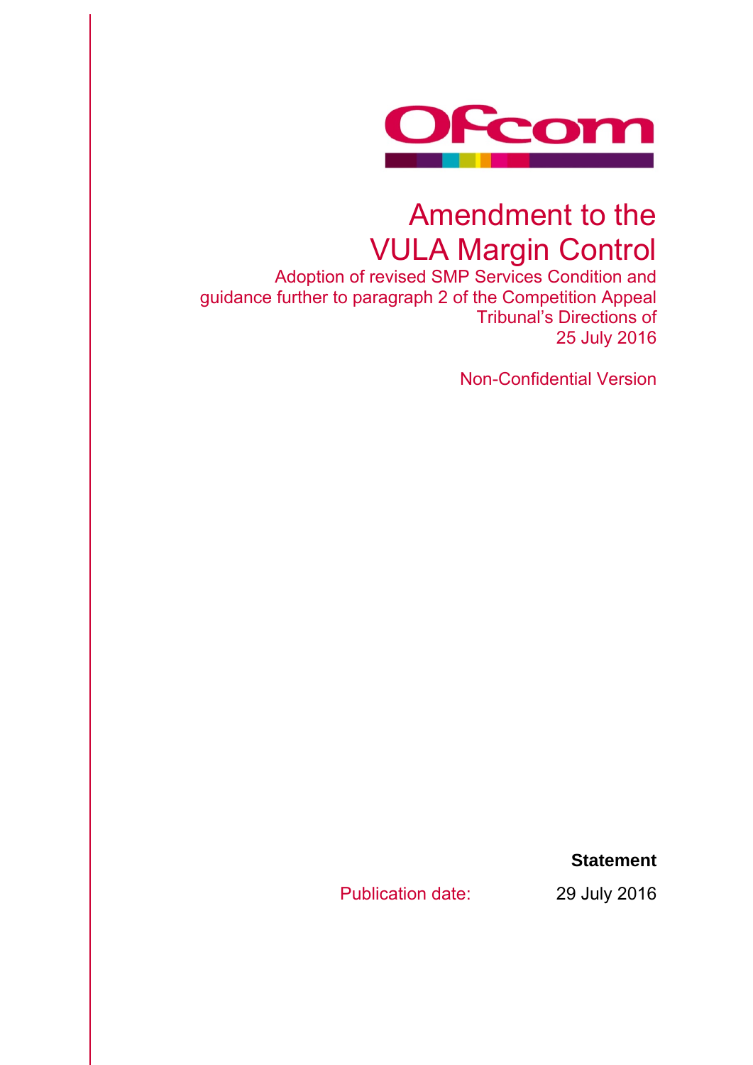Ofcom

# Amendment to the VULA Margin Control

Adoption of revised SMP Services Condition and guidance further to paragraph 2 of the Competition Appeal Tribunal's Directions of 25 July 2016

Non-Confidential Version

**Statement**

Publication date: 29 July 2016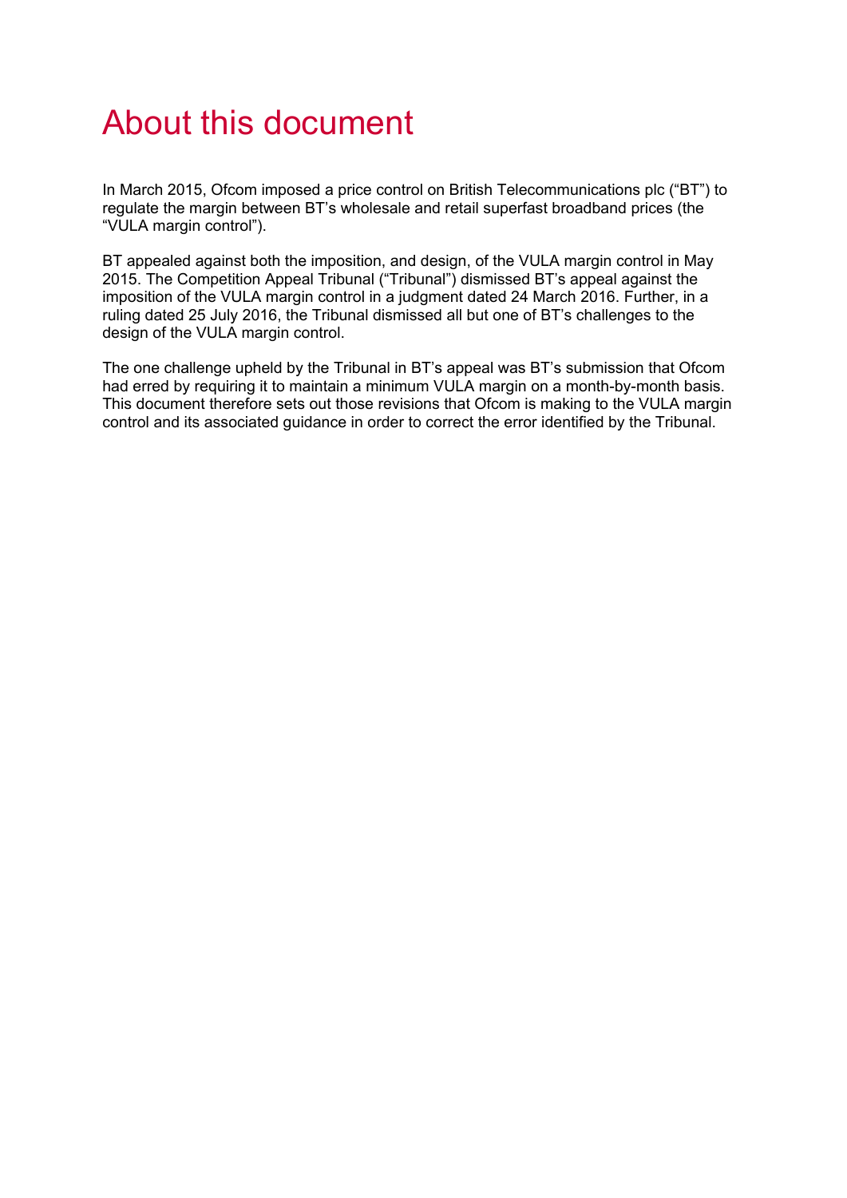# About this document

In March 2015, Ofcom imposed a price control on British Telecommunications plc ("BT") to regulate the margin between BT's wholesale and retail superfast broadband prices (the "VULA margin control").

BT appealed against both the imposition, and design, of the VULA margin control in May 2015. The Competition Appeal Tribunal ("Tribunal") dismissed BT's appeal against the imposition of the VULA margin control in a judgment dated 24 March 2016. Further, in a ruling dated 25 July 2016, the Tribunal dismissed all but one of BT's challenges to the design of the VULA margin control.

The one challenge upheld by the Tribunal in BT's appeal was BT's submission that Ofcom had erred by requiring it to maintain a minimum VULA margin on a month-by-month basis. This document therefore sets out those revisions that Ofcom is making to the VULA margin control and its associated guidance in order to correct the error identified by the Tribunal.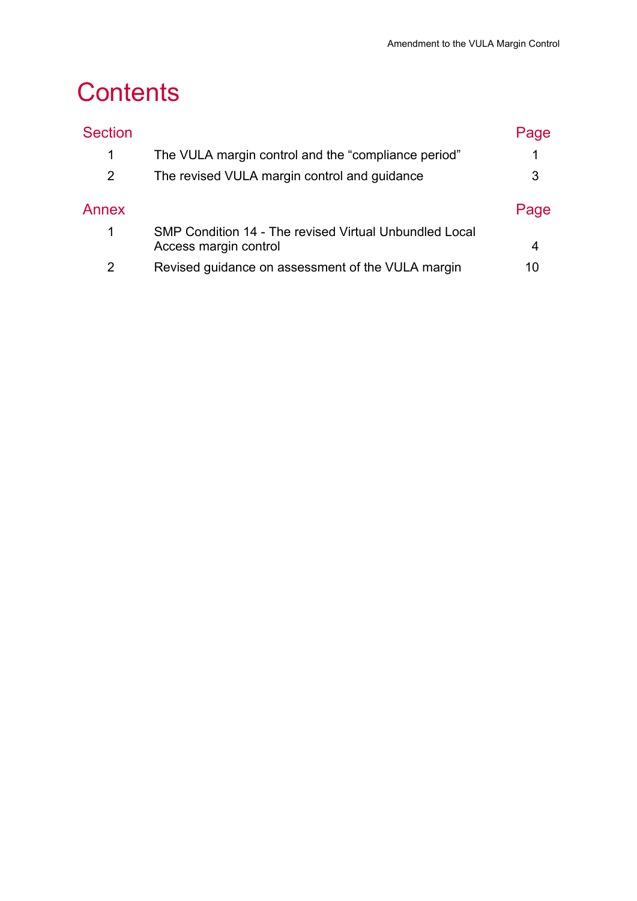# Contents

| Section | | Page |
| --- | --- | --- |
| 1 | The VULA margin control and the “compliance period” | 1 |
| 2 | The revised VULA margin control and guidance | 3 |

| Annex | | Page |
| --- | --- | --- |
| 1 | SMP Condition 14 - The revised Virtual Unbundled Local Access margin control | 4 |
| 2 | Revised guidance on assessment of the VULA margin | 10 |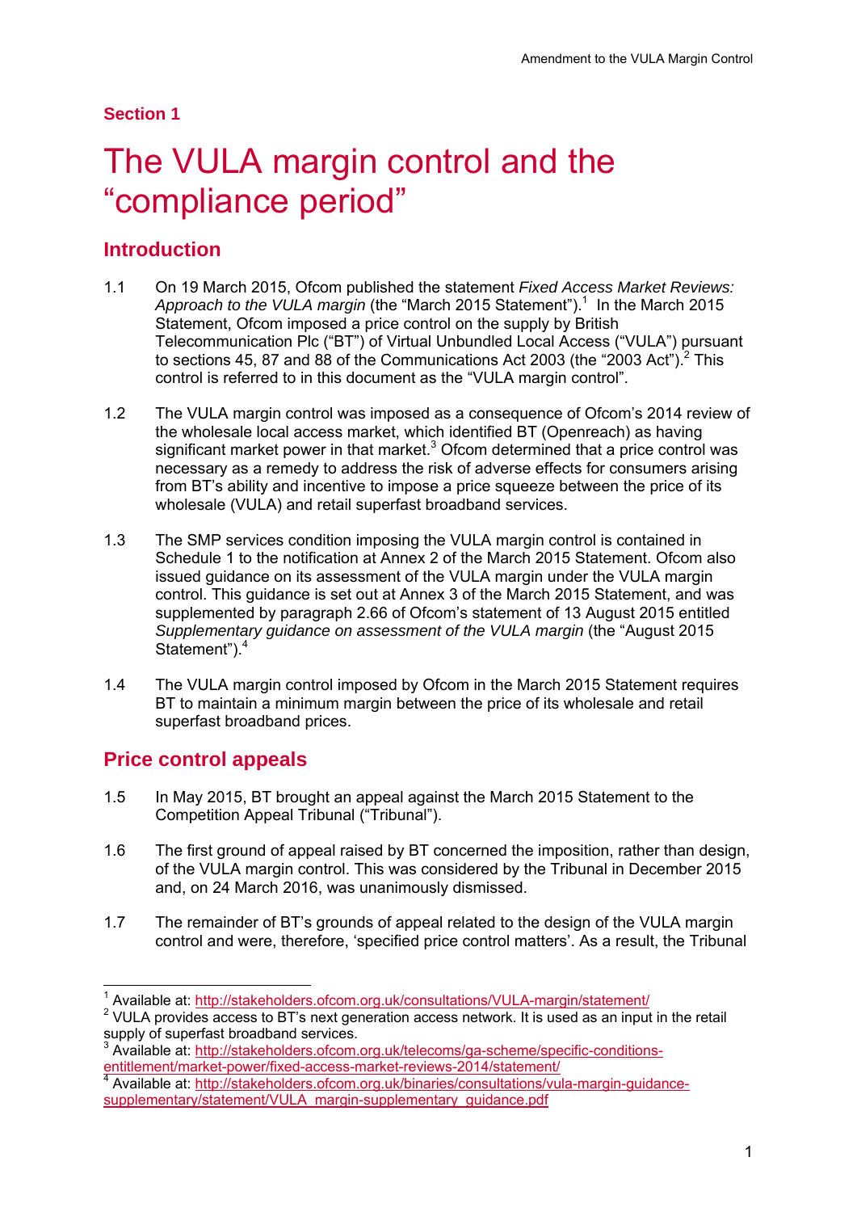## Section 1

# The VULA margin control and the "compliance period"

## Introduction

1.1 On 19 March 2015, Ofcom published the statement *Fixed Access Market Reviews: Approach to the VULA margin* (the "March 2015 Statement").[1] In the March 2015 Statement, Ofcom imposed a price control on the supply by British Telecommunication Plc ("BT") of Virtual Unbundled Local Access ("VULA") pursuant to sections 45, 87 and 88 of the Communications Act 2003 (the "2003 Act").[2] This control is referred to in this document as the "VULA margin control".

1.2 The VULA margin control was imposed as a consequence of Ofcom's 2014 review of the wholesale local access market, which identified BT (Openreach) as having significant market power in that market.[3] Ofcom determined that a price control was necessary as a remedy to address the risk of adverse effects for consumers arising from BT's ability and incentive to impose a price squeeze between the price of its wholesale (VULA) and retail superfast broadband services.

1.3 The SMP services condition imposing the VULA margin control is contained in Schedule 1 to the notification at Annex 2 of the March 2015 Statement. Ofcom also issued guidance on its assessment of the VULA margin under the VULA margin control. This guidance is set out at Annex 3 of the March 2015 Statement, and was supplemented by paragraph 2.66 of Ofcom's statement of 13 August 2015 entitled *Supplementary guidance on assessment of the VULA margin* (the "August 2015 Statement").[4]

1.4 The VULA margin control imposed by Ofcom in the March 2015 Statement requires BT to maintain a minimum margin between the price of its wholesale and retail superfast broadband prices.

## Price control appeals

1.5 In May 2015, BT brought an appeal against the March 2015 Statement to the Competition Appeal Tribunal ("Tribunal").

1.6 The first ground of appeal raised by BT concerned the imposition, rather than design, of the VULA margin control. This was considered by the Tribunal in December 2015 and, on 24 March 2016, was unanimously dismissed.

1.7 The remainder of BT's grounds of appeal related to the design of the VULA margin control and were, therefore, 'specified price control matters'. As a result, the Tribunal

---

[1] Available at: http://stakeholders.ofcom.org.uk/consultations/VULA-margin/statement/

[2] VULA provides access to BT's next generation access network. It is used as an input in the retail supply of superfast broadband services.

[3] Available at: http://stakeholders.ofcom.org.uk/telecoms/ga-scheme/specific-conditions-entitlement/market-power/fixed-access-market-reviews-2014/statement/

[4] Available at: http://stakeholders.ofcom.org.uk/binaries/consultations/vula-margin-guidance-supplementary/statement/VULA_margin-supplementary_guidance.pdf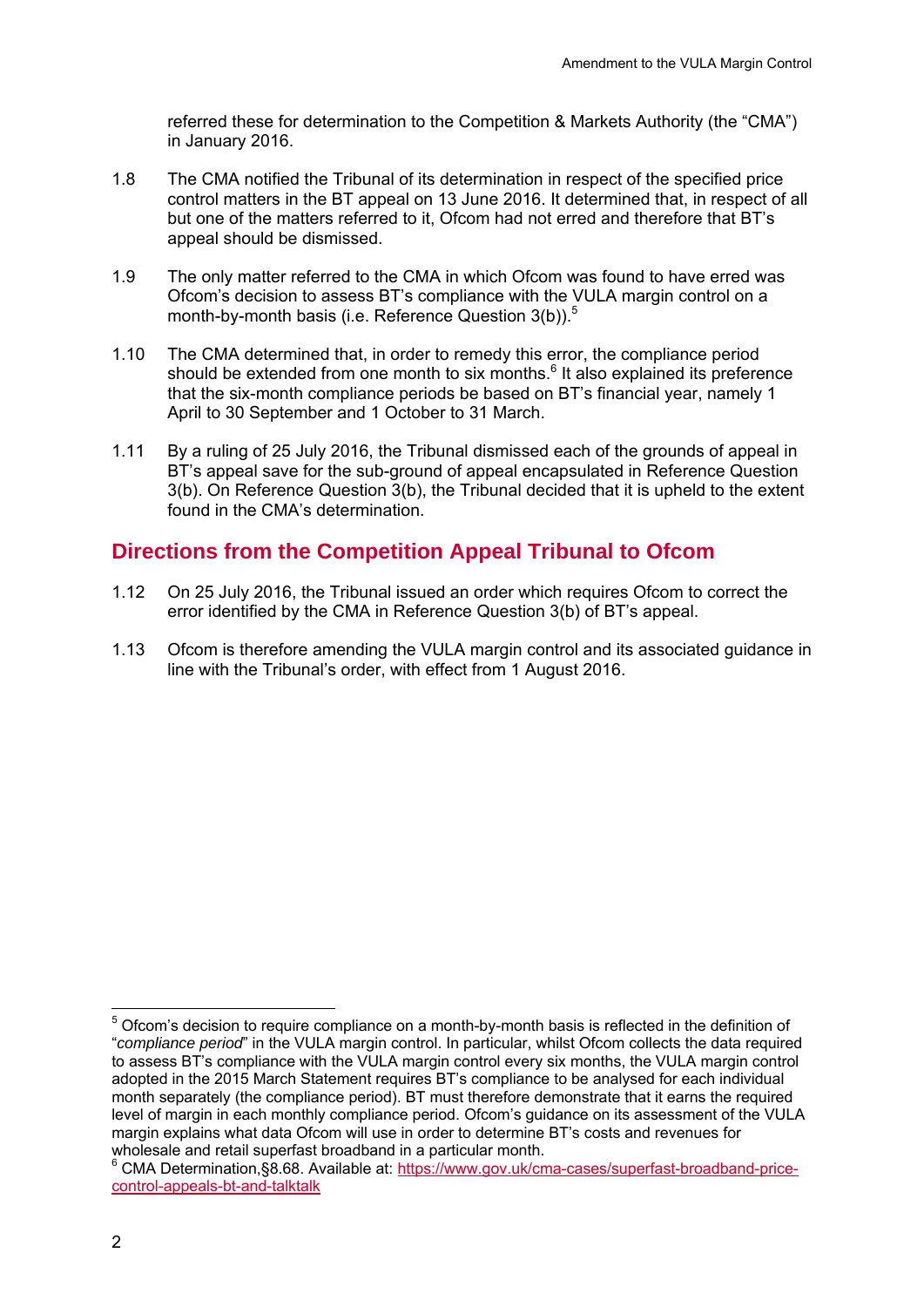referred these for determination to the Competition & Markets Authority (the "CMA") in January 2016.

1.8 The CMA notified the Tribunal of its determination in respect of the specified price control matters in the BT appeal on 13 June 2016. It determined that, in respect of all but one of the matters referred to it, Ofcom had not erred and therefore that BT's appeal should be dismissed.

1.9 The only matter referred to the CMA in which Ofcom was found to have erred was Ofcom's decision to assess BT's compliance with the VULA margin control on a month-by-month basis (i.e. Reference Question 3(b)).[5]

1.10 The CMA determined that, in order to remedy this error, the compliance period should be extended from one month to six months.[6] It also explained its preference that the six-month compliance periods be based on BT's financial year, namely 1 April to 30 September and 1 October to 31 March.

1.11 By a ruling of 25 July 2016, the Tribunal dismissed each of the grounds of appeal in BT's appeal save for the sub-ground of appeal encapsulated in Reference Question 3(b). On Reference Question 3(b), the Tribunal decided that it is upheld to the extent found in the CMA's determination.

## Directions from the Competition Appeal Tribunal to Ofcom

1.12 On 25 July 2016, the Tribunal issued an order which requires Ofcom to correct the error identified by the CMA in Reference Question 3(b) of BT's appeal.

1.13 Ofcom is therefore amending the VULA margin control and its associated guidance in line with the Tribunal's order, with effect from 1 August 2016.

---

[5] Ofcom's decision to require compliance on a month-by-month basis is reflected in the definition of "*compliance period*" in the VULA margin control. In particular, whilst Ofcom collects the data required to assess BT's compliance with the VULA margin control every six months, the VULA margin control adopted in the 2015 March Statement requires BT's compliance to be analysed for each individual month separately (the compliance period). BT must therefore demonstrate that it earns the required level of margin in each monthly compliance period. Ofcom's guidance on its assessment of the VULA margin explains what data Ofcom will use in order to determine BT's costs and revenues for wholesale and retail superfast broadband in a particular month.

[6] CMA Determination,§8.68. Available at: https://www.gov.uk/cma-cases/superfast-broadband-price-control-appeals-bt-and-talktalk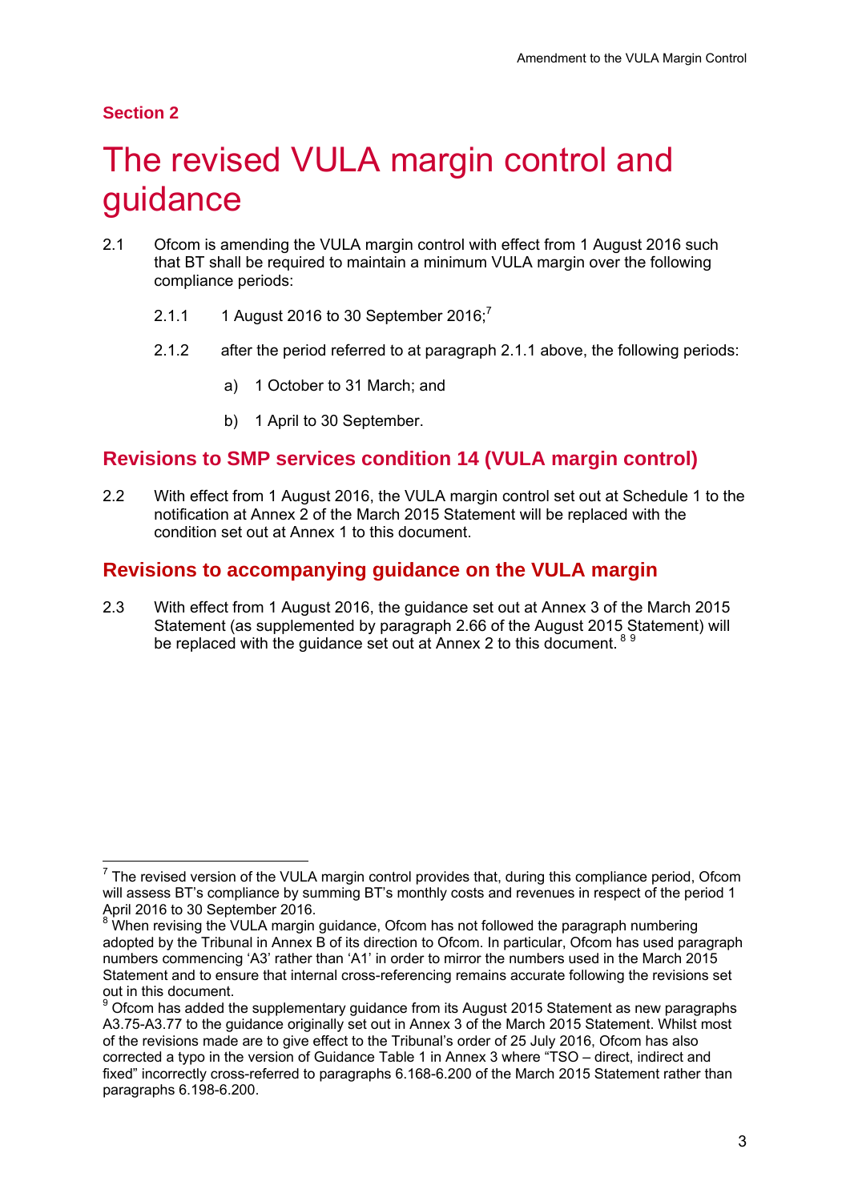## Section 2

# The revised VULA margin control and guidance

2.1 Ofcom is amending the VULA margin control with effect from 1 August 2016 such that BT shall be required to maintain a minimum VULA margin over the following compliance periods:

2.1.1 1 August 2016 to 30 September 2016;[7]

2.1.2 after the period referred to at paragraph 2.1.1 above, the following periods:

a) 1 October to 31 March; and

b) 1 April to 30 September.

## Revisions to SMP services condition 14 (VULA margin control)

2.2 With effect from 1 August 2016, the VULA margin control set out at Schedule 1 to the notification at Annex 2 of the March 2015 Statement will be replaced with the condition set out at Annex 1 to this document.

## Revisions to accompanying guidance on the VULA margin

2.3 With effect from 1 August 2016, the guidance set out at Annex 3 of the March 2015 Statement (as supplemented by paragraph 2.66 of the August 2015 Statement) will be replaced with the guidance set out at Annex 2 to this document.[8] [9]

---

[7] The revised version of the VULA margin control provides that, during this compliance period, Ofcom will assess BT's compliance by summing BT's monthly costs and revenues in respect of the period 1 April 2016 to 30 September 2016.

[8] When revising the VULA margin guidance, Ofcom has not followed the paragraph numbering adopted by the Tribunal in Annex B of its direction to Ofcom. In particular, Ofcom has used paragraph numbers commencing 'A3' rather than 'A1' in order to mirror the numbers used in the March 2015 Statement and to ensure that internal cross-referencing remains accurate following the revisions set out in this document.

[9] Ofcom has added the supplementary guidance from its August 2015 Statement as new paragraphs A3.75-A3.77 to the guidance originally set out in Annex 3 of the March 2015 Statement. Whilst most of the revisions made are to give effect to the Tribunal's order of 25 July 2016, Ofcom has also corrected a typo in the version of Guidance Table 1 in Annex 3 where "TSO – direct, indirect and fixed" incorrectly cross-referred to paragraphs 6.168-6.200 of the March 2015 Statement rather than paragraphs 6.198-6.200.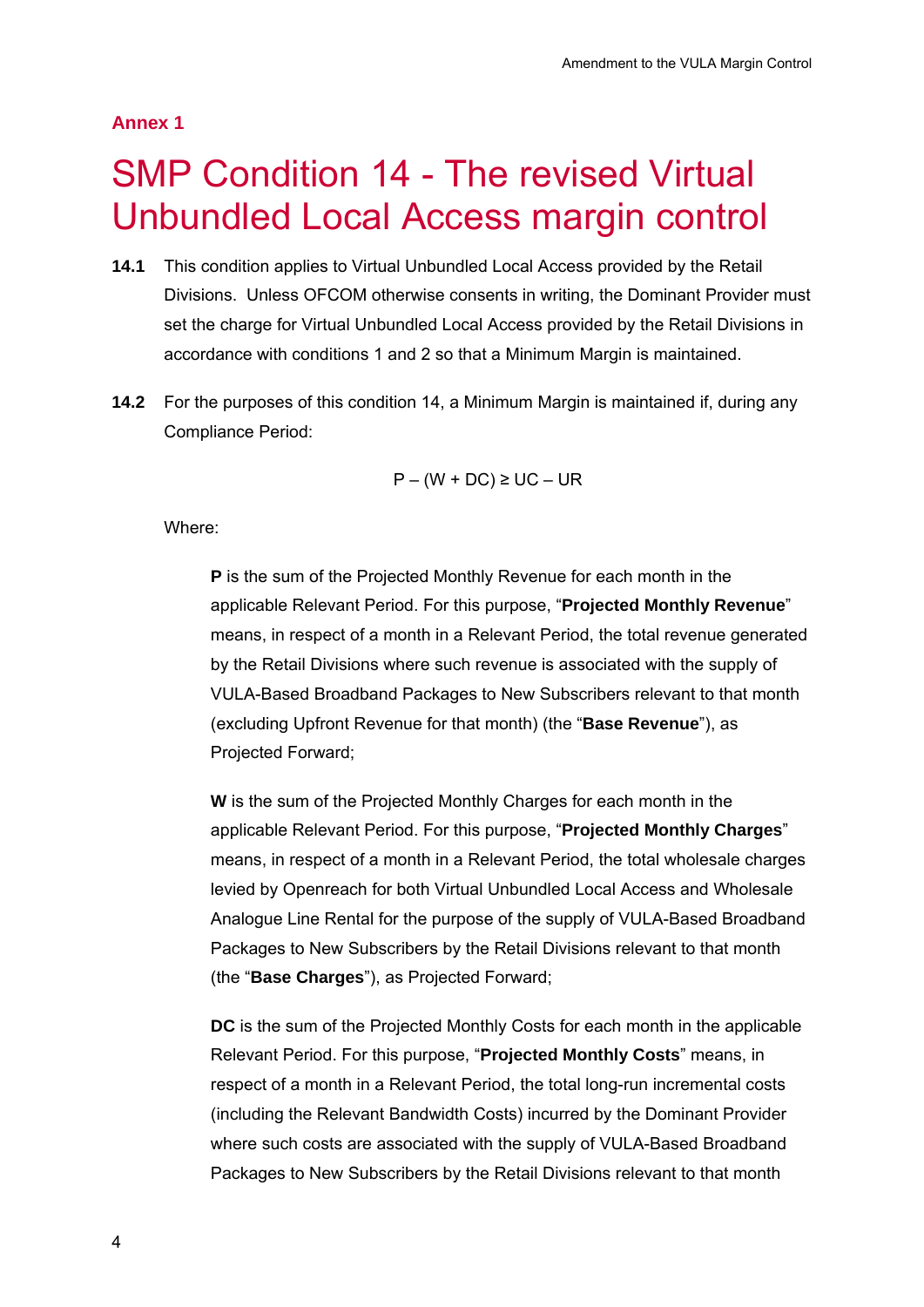**Annex 1**

# SMP Condition 14 - The revised Virtual Unbundled Local Access margin control

**14.1** This condition applies to Virtual Unbundled Local Access provided by the Retail Divisions. Unless OFCOM otherwise consents in writing, the Dominant Provider must set the charge for Virtual Unbundled Local Access provided by the Retail Divisions in accordance with conditions 1 and 2 so that a Minimum Margin is maintained.

**14.2** For the purposes of this condition 14, a Minimum Margin is maintained if, during any Compliance Period:

$$P - (W + DC) \geq UC - UR$$

Where:

> **P** is the sum of the Projected Monthly Revenue for each month in the applicable Relevant Period. For this purpose, "**Projected Monthly Revenue**" means, in respect of a month in a Relevant Period, the total revenue generated by the Retail Divisions where such revenue is associated with the supply of VULA-Based Broadband Packages to New Subscribers relevant to that month (excluding Upfront Revenue for that month) (the "**Base Revenue**"), as Projected Forward;
>
> **W** is the sum of the Projected Monthly Charges for each month in the applicable Relevant Period. For this purpose, "**Projected Monthly Charges**" means, in respect of a month in a Relevant Period, the total wholesale charges levied by Openreach for both Virtual Unbundled Local Access and Wholesale Analogue Line Rental for the purpose of the supply of VULA-Based Broadband Packages to New Subscribers by the Retail Divisions relevant to that month (the "**Base Charges**"), as Projected Forward;
>
> **DC** is the sum of the Projected Monthly Costs for each month in the applicable Relevant Period. For this purpose, "**Projected Monthly Costs**" means, in respect of a month in a Relevant Period, the total long-run incremental costs (including the Relevant Bandwidth Costs) incurred by the Dominant Provider where such costs are associated with the supply of VULA-Based Broadband Packages to New Subscribers by the Retail Divisions relevant to that month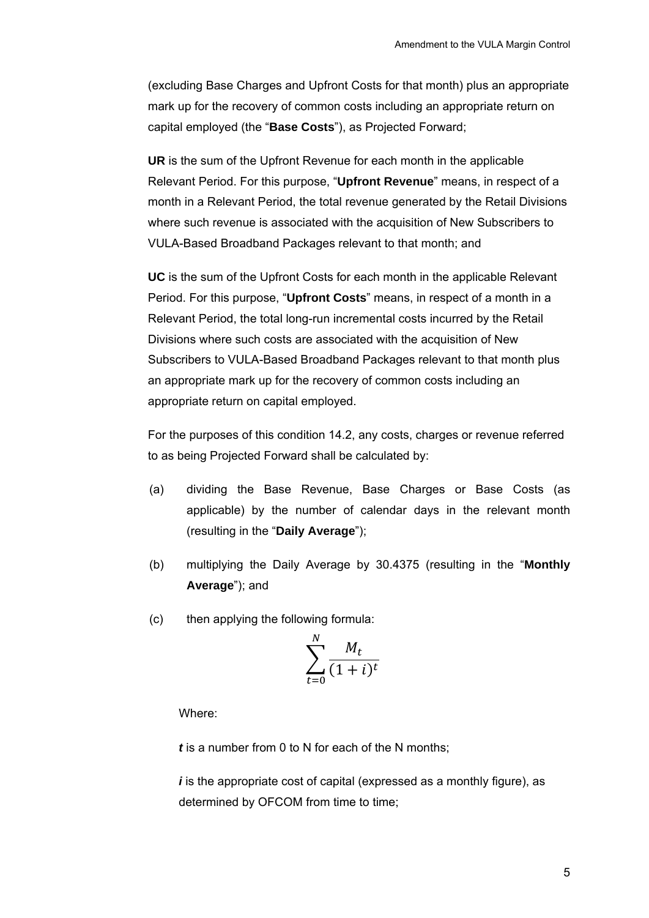(excluding Base Charges and Upfront Costs for that month) plus an appropriate mark up for the recovery of common costs including an appropriate return on capital employed (the "**Base Costs**"), as Projected Forward;

**UR** is the sum of the Upfront Revenue for each month in the applicable Relevant Period. For this purpose, "**Upfront Revenue**" means, in respect of a month in a Relevant Period, the total revenue generated by the Retail Divisions where such revenue is associated with the acquisition of New Subscribers to VULA-Based Broadband Packages relevant to that month; and

**UC** is the sum of the Upfront Costs for each month in the applicable Relevant Period. For this purpose, "**Upfront Costs**" means, in respect of a month in a Relevant Period, the total long-run incremental costs incurred by the Retail Divisions where such costs are associated with the acquisition of New Subscribers to VULA-Based Broadband Packages relevant to that month plus an appropriate mark up for the recovery of common costs including an appropriate return on capital employed.

For the purposes of this condition 14.2, any costs, charges or revenue referred to as being Projected Forward shall be calculated by:

(a) dividing the Base Revenue, Base Charges or Base Costs (as applicable) by the number of calendar days in the relevant month (resulting in the "**Daily Average**");

(b) multiplying the Daily Average by 30.4375 (resulting in the "**Monthly Average**"); and

(c) then applying the following formula:

$$\sum_{t=0}^{N} \frac{M_t}{(1+i)^t}$$

Where:

***t*** is a number from 0 to N for each of the N months;

***i*** is the appropriate cost of capital (expressed as a monthly figure), as determined by OFCOM from time to time;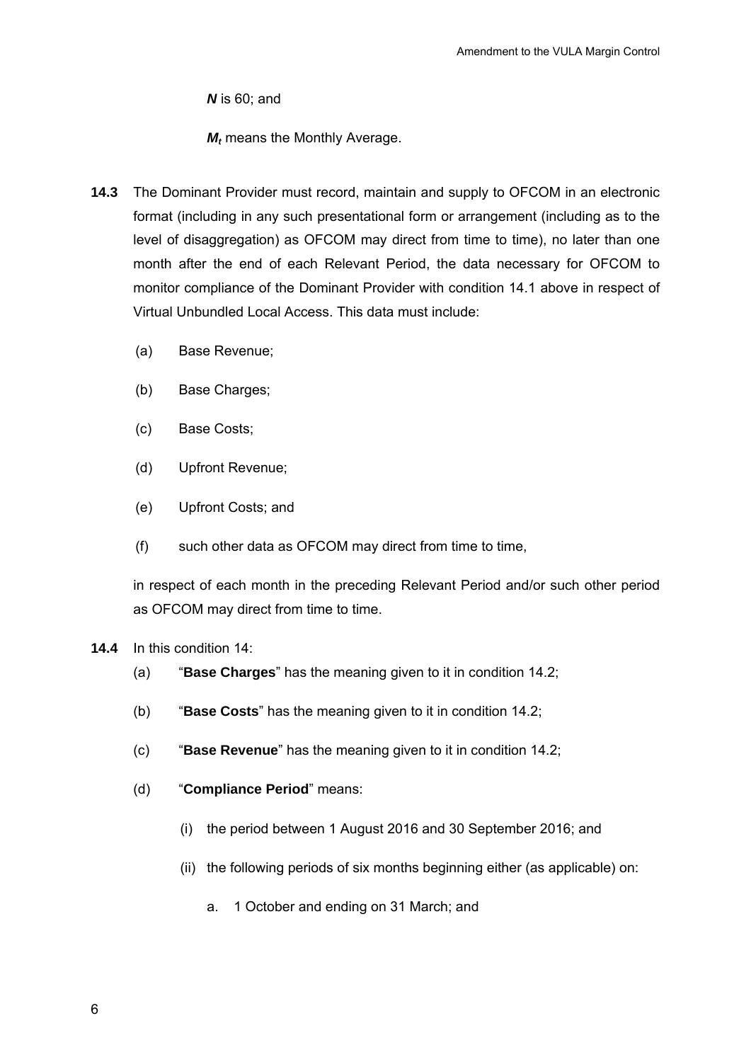$N$ is 60; and

$M_t$ means the Monthly Average.

**14.3** The Dominant Provider must record, maintain and supply to OFCOM in an electronic format (including in any such presentational form or arrangement (including as to the level of disaggregation) as OFCOM may direct from time to time), no later than one month after the end of each Relevant Period, the data necessary for OFCOM to monitor compliance of the Dominant Provider with condition 14.1 above in respect of Virtual Unbundled Local Access. This data must include:

(a) Base Revenue;

(b) Base Charges;

(c) Base Costs;

(d) Upfront Revenue;

(e) Upfront Costs; and

(f) such other data as OFCOM may direct from time to time,

in respect of each month in the preceding Relevant Period and/or such other period as OFCOM may direct from time to time.

**14.4** In this condition 14:

(a) "**Base Charges**" has the meaning given to it in condition 14.2;

(b) "**Base Costs**" has the meaning given to it in condition 14.2;

(c) "**Base Revenue**" has the meaning given to it in condition 14.2;

(d) "**Compliance Period**" means:

(i) the period between 1 August 2016 and 30 September 2016; and

(ii) the following periods of six months beginning either (as applicable) on:

a. 1 October and ending on 31 March; and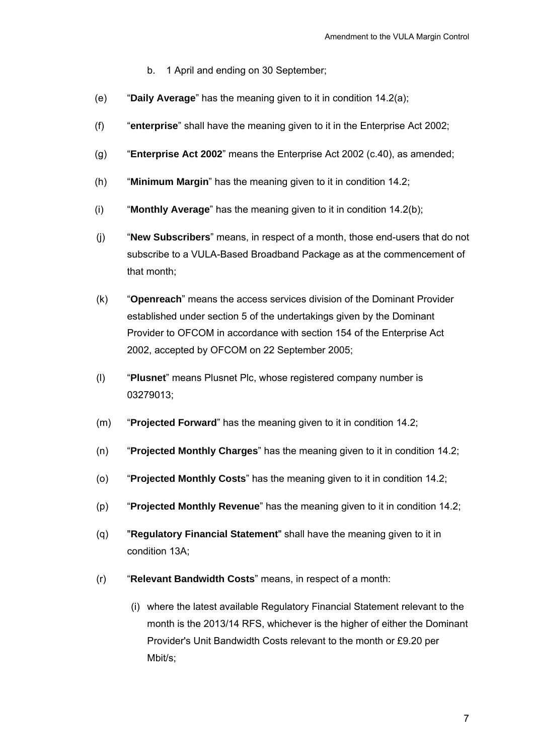b. 1 April and ending on 30 September;

(e) "**Daily Average**" has the meaning given to it in condition 14.2(a);

(f) "**enterprise**" shall have the meaning given to it in the Enterprise Act 2002;

(g) "**Enterprise Act 2002**" means the Enterprise Act 2002 (c.40), as amended;

(h) "**Minimum Margin**" has the meaning given to it in condition 14.2;

(i) "**Monthly Average**" has the meaning given to it in condition 14.2(b);

(j) "**New Subscribers**" means, in respect of a month, those end-users that do not subscribe to a VULA-Based Broadband Package as at the commencement of that month;

(k) "**Openreach**" means the access services division of the Dominant Provider established under section 5 of the undertakings given by the Dominant Provider to OFCOM in accordance with section 154 of the Enterprise Act 2002, accepted by OFCOM on 22 September 2005;

(l) "**Plusnet**" means Plusnet Plc, whose registered company number is 03279013;

(m) "**Projected Forward**" has the meaning given to it in condition 14.2;

(n) "**Projected Monthly Charges**" has the meaning given to it in condition 14.2;

(o) "**Projected Monthly Costs**" has the meaning given to it in condition 14.2;

(p) "**Projected Monthly Revenue**" has the meaning given to it in condition 14.2;

(q) "**Regulatory Financial Statement**" shall have the meaning given to it in condition 13A;

(r) "**Relevant Bandwidth Costs**" means, in respect of a month:

(i) where the latest available Regulatory Financial Statement relevant to the month is the 2013/14 RFS, whichever is the higher of either the Dominant Provider's Unit Bandwidth Costs relevant to the month or £9.20 per Mbit/s;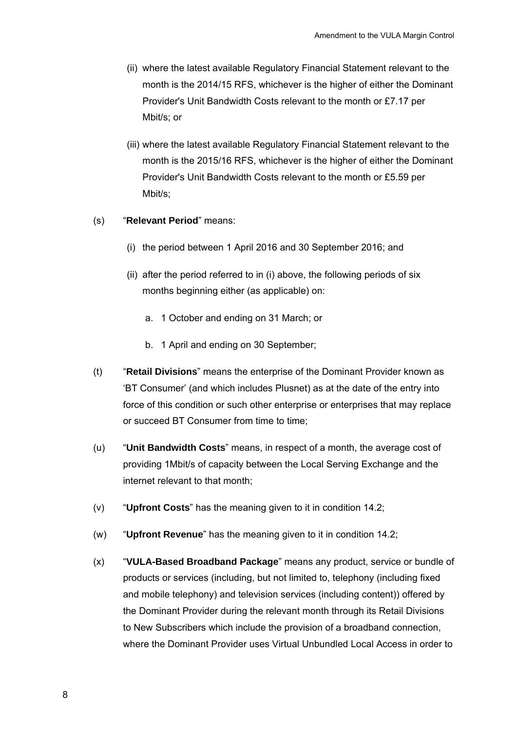(ii) where the latest available Regulatory Financial Statement relevant to the month is the 2014/15 RFS, whichever is the higher of either the Dominant Provider's Unit Bandwidth Costs relevant to the month or £7.17 per Mbit/s; or

(iii) where the latest available Regulatory Financial Statement relevant to the month is the 2015/16 RFS, whichever is the higher of either the Dominant Provider's Unit Bandwidth Costs relevant to the month or £5.59 per Mbit/s;

(s) "**Relevant Period**" means:

(i) the period between 1 April 2016 and 30 September 2016; and

(ii) after the period referred to in (i) above, the following periods of six months beginning either (as applicable) on:

a. 1 October and ending on 31 March; or

b. 1 April and ending on 30 September;

(t) "**Retail Divisions**" means the enterprise of the Dominant Provider known as 'BT Consumer' (and which includes Plusnet) as at the date of the entry into force of this condition or such other enterprise or enterprises that may replace or succeed BT Consumer from time to time;

(u) "**Unit Bandwidth Costs**" means, in respect of a month, the average cost of providing 1Mbit/s of capacity between the Local Serving Exchange and the internet relevant to that month;

(v) "**Upfront Costs**" has the meaning given to it in condition 14.2;

(w) "**Upfront Revenue**" has the meaning given to it in condition 14.2;

(x) "**VULA-Based Broadband Package**" means any product, service or bundle of products or services (including, but not limited to, telephony (including fixed and mobile telephony) and television services (including content)) offered by the Dominant Provider during the relevant month through its Retail Divisions to New Subscribers which include the provision of a broadband connection, where the Dominant Provider uses Virtual Unbundled Local Access in order to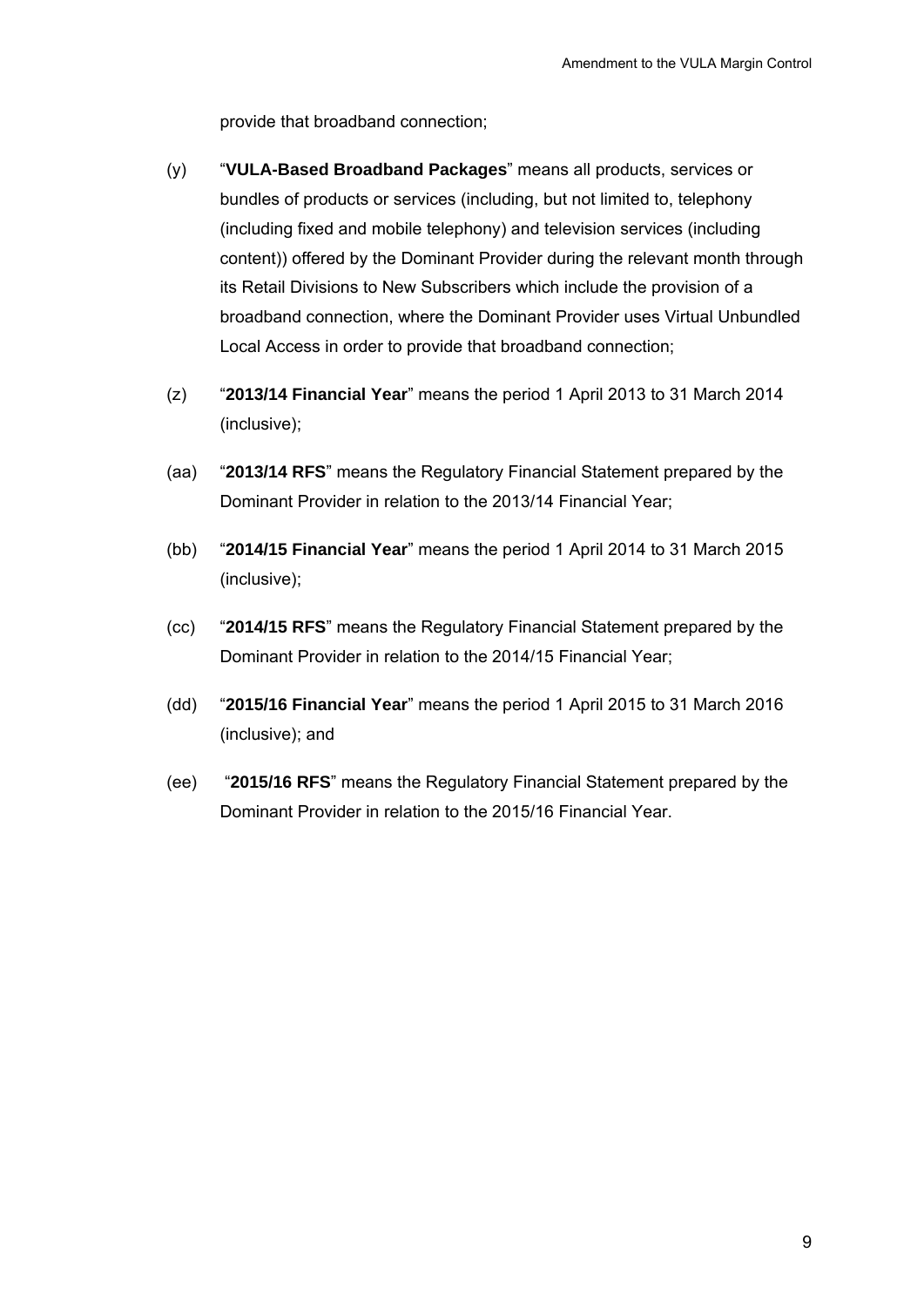provide that broadband connection;

(y) "**VULA-Based Broadband Packages**" means all products, services or bundles of products or services (including, but not limited to, telephony (including fixed and mobile telephony) and television services (including content)) offered by the Dominant Provider during the relevant month through its Retail Divisions to New Subscribers which include the provision of a broadband connection, where the Dominant Provider uses Virtual Unbundled Local Access in order to provide that broadband connection;

(z) "**2013/14 Financial Year**" means the period 1 April 2013 to 31 March 2014 (inclusive);

(aa) "**2013/14 RFS**" means the Regulatory Financial Statement prepared by the Dominant Provider in relation to the 2013/14 Financial Year;

(bb) "**2014/15 Financial Year**" means the period 1 April 2014 to 31 March 2015 (inclusive);

(cc) "**2014/15 RFS**" means the Regulatory Financial Statement prepared by the Dominant Provider in relation to the 2014/15 Financial Year;

(dd) "**2015/16 Financial Year**" means the period 1 April 2015 to 31 March 2016 (inclusive); and

(ee) "**2015/16 RFS**" means the Regulatory Financial Statement prepared by the Dominant Provider in relation to the 2015/16 Financial Year.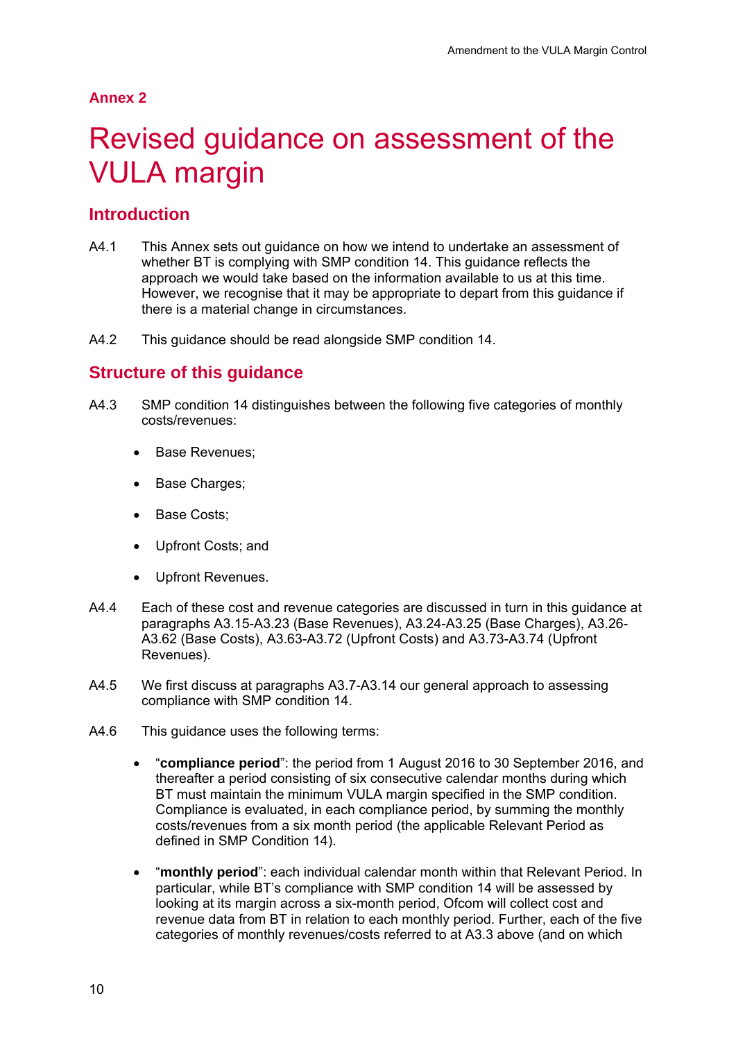## Annex 2

# Revised guidance on assessment of the VULA margin

## Introduction

A4.1 This Annex sets out guidance on how we intend to undertake an assessment of whether BT is complying with SMP condition 14. This guidance reflects the approach we would take based on the information available to us at this time. However, we recognise that it may be appropriate to depart from this guidance if there is a material change in circumstances.

A4.2 This guidance should be read alongside SMP condition 14.

## Structure of this guidance

A4.3 SMP condition 14 distinguishes between the following five categories of monthly costs/revenues:

- Base Revenues;
- Base Charges;
- Base Costs;
- Upfront Costs; and
- Upfront Revenues.

A4.4 Each of these cost and revenue categories are discussed in turn in this guidance at paragraphs A3.15-A3.23 (Base Revenues), A3.24-A3.25 (Base Charges), A3.26-A3.62 (Base Costs), A3.63-A3.72 (Upfront Costs) and A3.73-A3.74 (Upfront Revenues).

A4.5 We first discuss at paragraphs A3.7-A3.14 our general approach to assessing compliance with SMP condition 14.

A4.6 This guidance uses the following terms:

- "**compliance period**": the period from 1 August 2016 to 30 September 2016, and thereafter a period consisting of six consecutive calendar months during which BT must maintain the minimum VULA margin specified in the SMP condition. Compliance is evaluated, in each compliance period, by summing the monthly costs/revenues from a six month period (the applicable Relevant Period as defined in SMP Condition 14).
- "**monthly period**": each individual calendar month within that Relevant Period. In particular, while BT's compliance with SMP condition 14 will be assessed by looking at its margin across a six-month period, Ofcom will collect cost and revenue data from BT in relation to each monthly period. Further, each of the five categories of monthly revenues/costs referred to at A3.3 above (and on which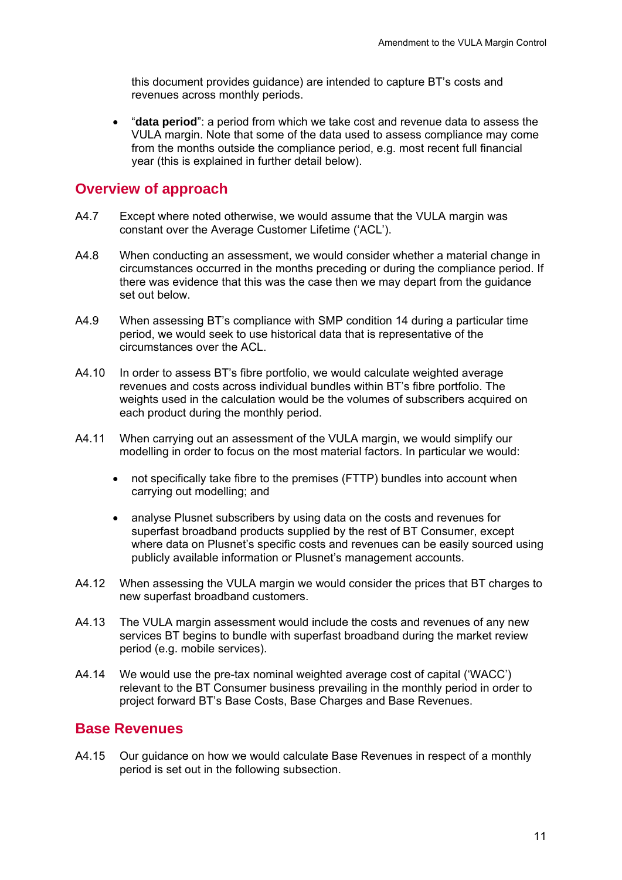this document provides guidance) are intended to capture BT's costs and revenues across monthly periods.

- "**data period**": a period from which we take cost and revenue data to assess the VULA margin. Note that some of the data used to assess compliance may come from the months outside the compliance period, e.g. most recent full financial year (this is explained in further detail below).

## Overview of approach

A4.7 Except where noted otherwise, we would assume that the VULA margin was constant over the Average Customer Lifetime ('ACL').

A4.8 When conducting an assessment, we would consider whether a material change in circumstances occurred in the months preceding or during the compliance period. If there was evidence that this was the case then we may depart from the guidance set out below.

A4.9 When assessing BT's compliance with SMP condition 14 during a particular time period, we would seek to use historical data that is representative of the circumstances over the ACL.

A4.10 In order to assess BT's fibre portfolio, we would calculate weighted average revenues and costs across individual bundles within BT's fibre portfolio. The weights used in the calculation would be the volumes of subscribers acquired on each product during the monthly period.

A4.11 When carrying out an assessment of the VULA margin, we would simplify our modelling in order to focus on the most material factors. In particular we would:

- not specifically take fibre to the premises (FTTP) bundles into account when carrying out modelling; and
- analyse Plusnet subscribers by using data on the costs and revenues for superfast broadband products supplied by the rest of BT Consumer, except where data on Plusnet's specific costs and revenues can be easily sourced using publicly available information or Plusnet's management accounts.

A4.12 When assessing the VULA margin we would consider the prices that BT charges to new superfast broadband customers.

A4.13 The VULA margin assessment would include the costs and revenues of any new services BT begins to bundle with superfast broadband during the market review period (e.g. mobile services).

A4.14 We would use the pre-tax nominal weighted average cost of capital ('WACC') relevant to the BT Consumer business prevailing in the monthly period in order to project forward BT's Base Costs, Base Charges and Base Revenues.

## Base Revenues

A4.15 Our guidance on how we would calculate Base Revenues in respect of a monthly period is set out in the following subsection.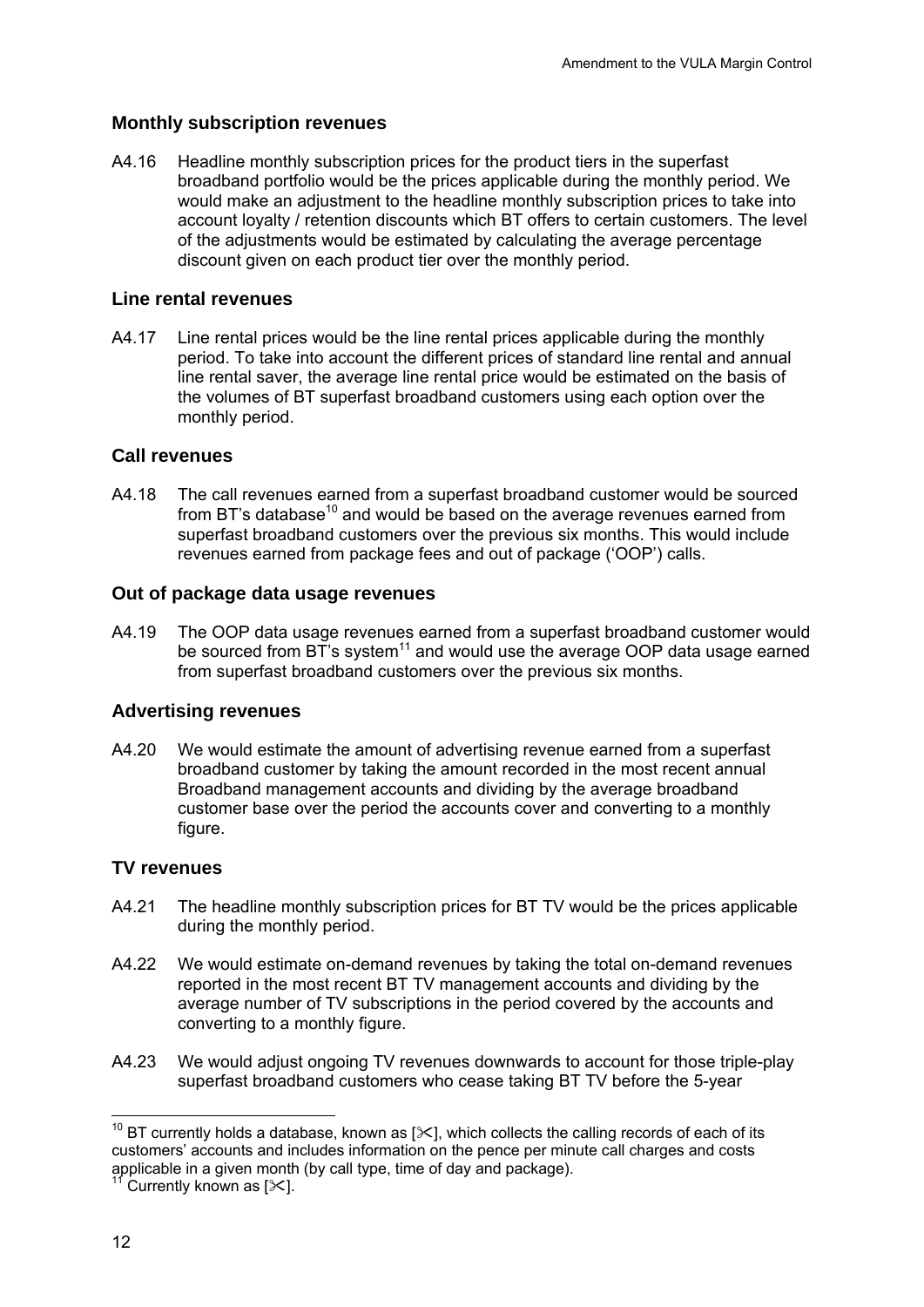## Monthly subscription revenues

A4.16 Headline monthly subscription prices for the product tiers in the superfast broadband portfolio would be the prices applicable during the monthly period. We would make an adjustment to the headline monthly subscription prices to take into account loyalty / retention discounts which BT offers to certain customers. The level of the adjustments would be estimated by calculating the average percentage discount given on each product tier over the monthly period.

## Line rental revenues

A4.17 Line rental prices would be the line rental prices applicable during the monthly period. To take into account the different prices of standard line rental and annual line rental saver, the average line rental price would be estimated on the basis of the volumes of BT superfast broadband customers using each option over the monthly period.

## Call revenues

A4.18 The call revenues earned from a superfast broadband customer would be sourced from BT's database[10] and would be based on the average revenues earned from superfast broadband customers over the previous six months. This would include revenues earned from package fees and out of package ('OOP') calls.

## Out of package data usage revenues

A4.19 The OOP data usage revenues earned from a superfast broadband customer would be sourced from BT's system[11] and would use the average OOP data usage earned from superfast broadband customers over the previous six months.

## Advertising revenues

A4.20 We would estimate the amount of advertising revenue earned from a superfast broadband customer by taking the amount recorded in the most recent annual Broadband management accounts and dividing by the average broadband customer base over the period the accounts cover and converting to a monthly figure.

## TV revenues

A4.21 The headline monthly subscription prices for BT TV would be the prices applicable during the monthly period.

A4.22 We would estimate on-demand revenues by taking the total on-demand revenues reported in the most recent BT TV management accounts and dividing by the average number of TV subscriptions in the period covered by the accounts and converting to a monthly figure.

A4.23 We would adjust ongoing TV revenues downwards to account for those triple-play superfast broadband customers who cease taking BT TV before the 5-year

---

[10] BT currently holds a database, known as [✂], which collects the calling records of each of its customers' accounts and includes information on the pence per minute call charges and costs applicable in a given month (by call type, time of day and package).

[11] Currently known as [✂].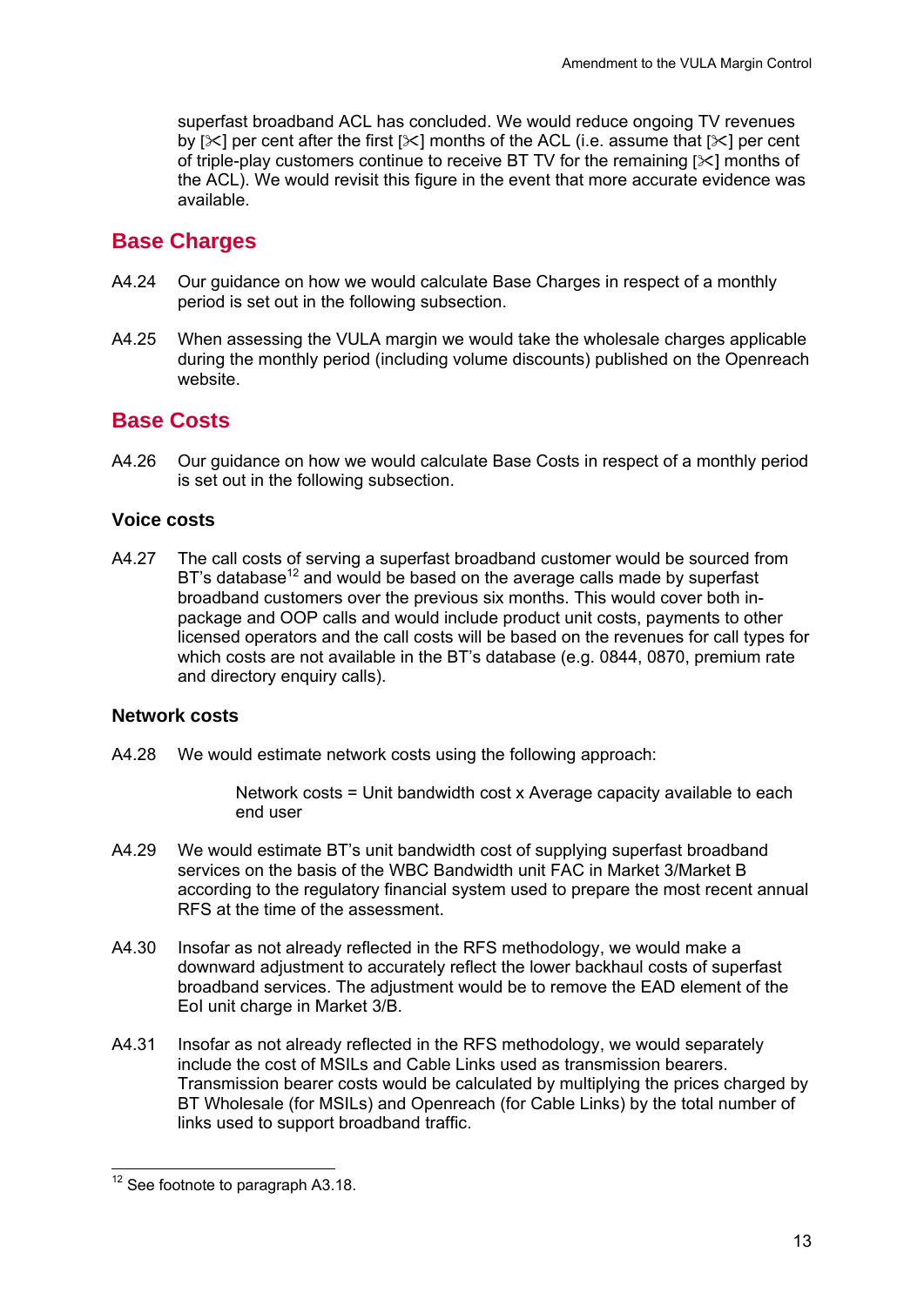superfast broadband ACL has concluded. We would reduce ongoing TV revenues by [✂] per cent after the first [✂] months of the ACL (i.e. assume that [✂] per cent of triple-play customers continue to receive BT TV for the remaining [✂] months of the ACL). We would revisit this figure in the event that more accurate evidence was available.

## Base Charges

A4.24 Our guidance on how we would calculate Base Charges in respect of a monthly period is set out in the following subsection.

A4.25 When assessing the VULA margin we would take the wholesale charges applicable during the monthly period (including volume discounts) published on the Openreach website.

## Base Costs

A4.26 Our guidance on how we would calculate Base Costs in respect of a monthly period is set out in the following subsection.

### Voice costs

A4.27 The call costs of serving a superfast broadband customer would be sourced from BT's database[12] and would be based on the average calls made by superfast broadband customers over the previous six months. This would cover both in-package and OOP calls and would include product unit costs, payments to other licensed operators and the call costs will be based on the revenues for call types for which costs are not available in the BT's database (e.g. 0844, 0870, premium rate and directory enquiry calls).

### Network costs

A4.28 We would estimate network costs using the following approach:

Network costs = Unit bandwidth cost x Average capacity available to each end user

A4.29 We would estimate BT's unit bandwidth cost of supplying superfast broadband services on the basis of the WBC Bandwidth unit FAC in Market 3/Market B according to the regulatory financial system used to prepare the most recent annual RFS at the time of the assessment.

A4.30 Insofar as not already reflected in the RFS methodology, we would make a downward adjustment to accurately reflect the lower backhaul costs of superfast broadband services. The adjustment would be to remove the EAD element of the EoI unit charge in Market 3/B.

A4.31 Insofar as not already reflected in the RFS methodology, we would separately include the cost of MSILs and Cable Links used as transmission bearers. Transmission bearer costs would be calculated by multiplying the prices charged by BT Wholesale (for MSILs) and Openreach (for Cable Links) by the total number of links used to support broadband traffic.

[12] See footnote to paragraph A3.18.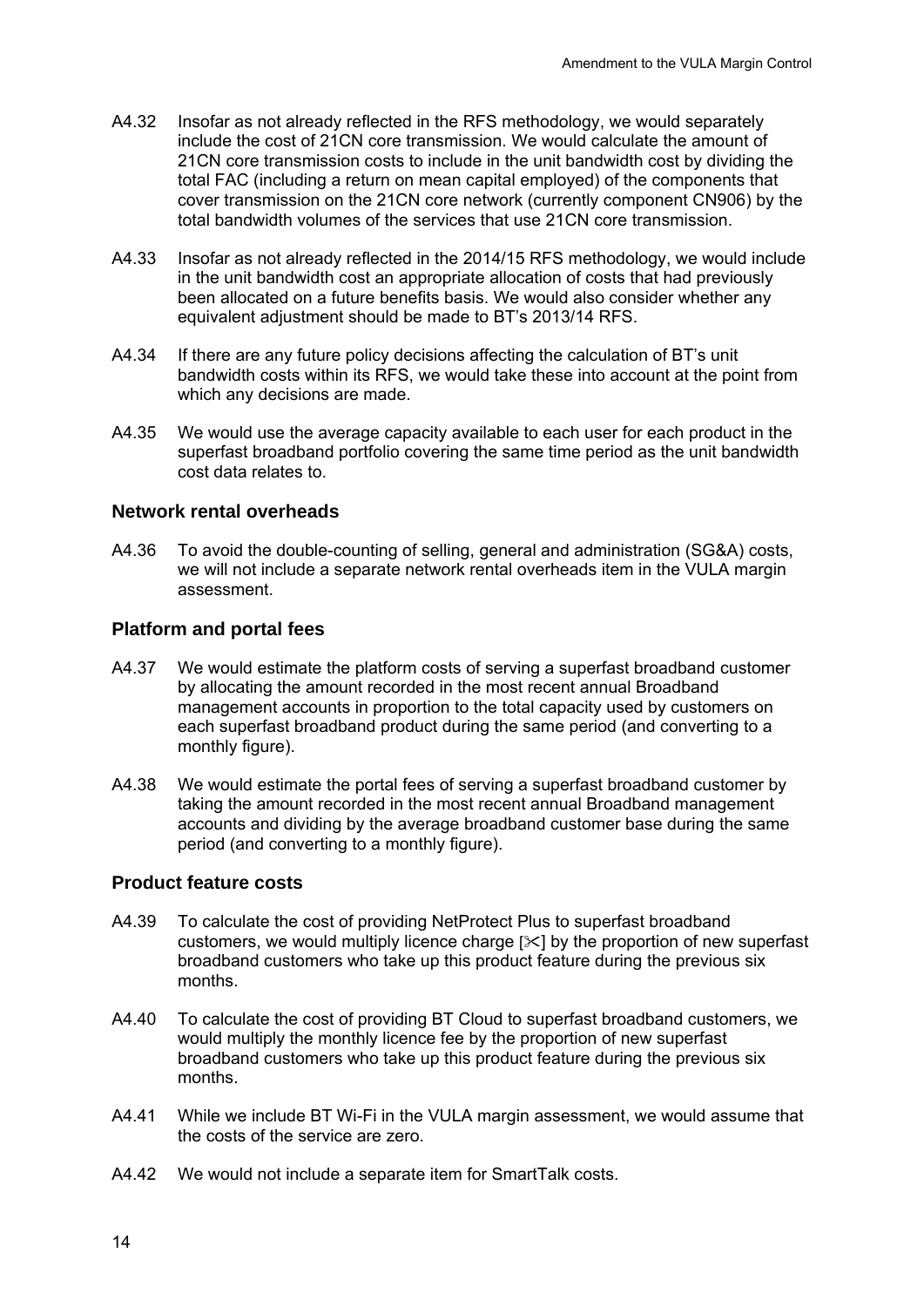A4.32 Insofar as not already reflected in the RFS methodology, we would separately include the cost of 21CN core transmission. We would calculate the amount of 21CN core transmission costs to include in the unit bandwidth cost by dividing the total FAC (including a return on mean capital employed) of the components that cover transmission on the 21CN core network (currently component CN906) by the total bandwidth volumes of the services that use 21CN core transmission.

A4.33 Insofar as not already reflected in the 2014/15 RFS methodology, we would include in the unit bandwidth cost an appropriate allocation of costs that had previously been allocated on a future benefits basis. We would also consider whether any equivalent adjustment should be made to BT's 2013/14 RFS.

A4.34 If there are any future policy decisions affecting the calculation of BT's unit bandwidth costs within its RFS, we would take these into account at the point from which any decisions are made.

A4.35 We would use the average capacity available to each user for each product in the superfast broadband portfolio covering the same time period as the unit bandwidth cost data relates to.

### Network rental overheads

A4.36 To avoid the double-counting of selling, general and administration (SG&A) costs, we will not include a separate network rental overheads item in the VULA margin assessment.

### Platform and portal fees

A4.37 We would estimate the platform costs of serving a superfast broadband customer by allocating the amount recorded in the most recent annual Broadband management accounts in proportion to the total capacity used by customers on each superfast broadband product during the same period (and converting to a monthly figure).

A4.38 We would estimate the portal fees of serving a superfast broadband customer by taking the amount recorded in the most recent annual Broadband management accounts and dividing by the average broadband customer base during the same period (and converting to a monthly figure).

### Product feature costs

A4.39 To calculate the cost of providing NetProtect Plus to superfast broadband customers, we would multiply licence charge [✂] by the proportion of new superfast broadband customers who take up this product feature during the previous six months.

A4.40 To calculate the cost of providing BT Cloud to superfast broadband customers, we would multiply the monthly licence fee by the proportion of new superfast broadband customers who take up this product feature during the previous six months.

A4.41 While we include BT Wi-Fi in the VULA margin assessment, we would assume that the costs of the service are zero.

A4.42 We would not include a separate item for SmartTalk costs.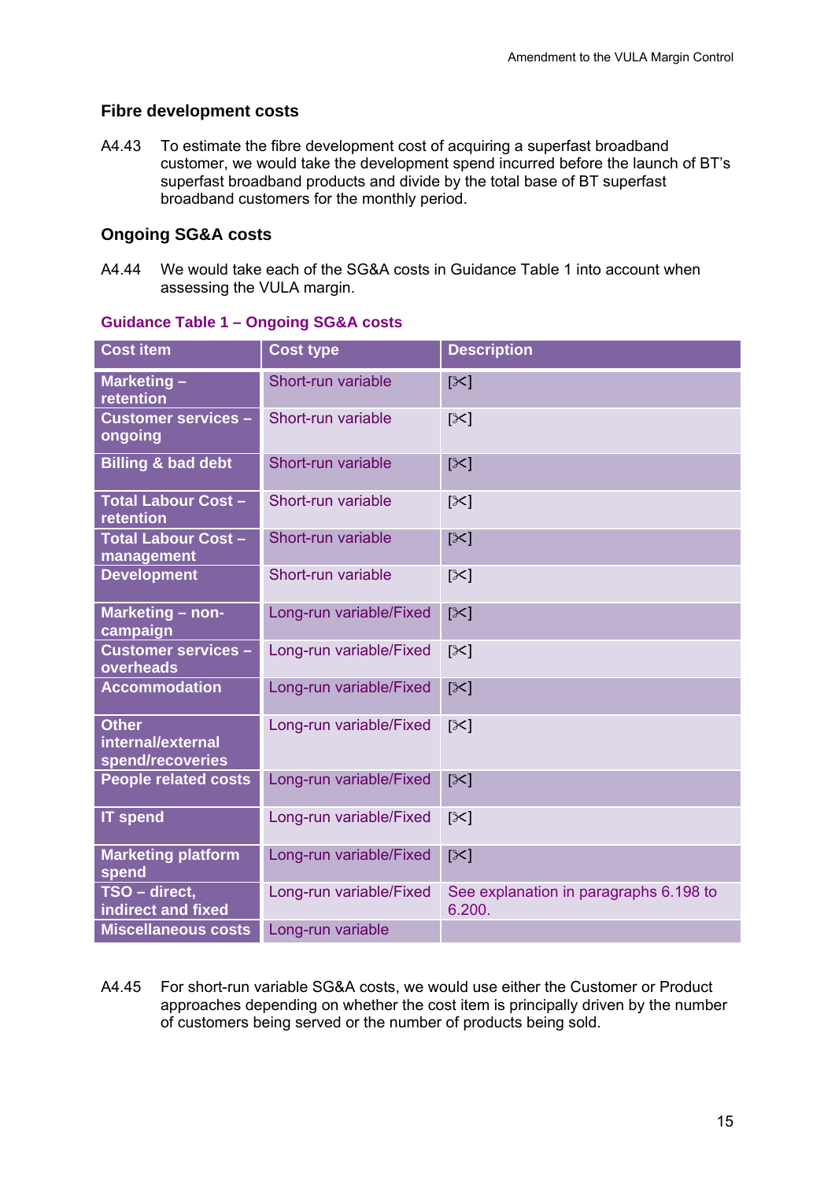## Fibre development costs

A4.43 To estimate the fibre development cost of acquiring a superfast broadband customer, we would take the development spend incurred before the launch of BT's superfast broadband products and divide by the total base of BT superfast broadband customers for the monthly period.

## Ongoing SG&A costs

A4.44 We would take each of the SG&A costs in Guidance Table 1 into account when assessing the VULA margin.

**Guidance Table 1 – Ongoing SG&A costs**

| Cost item | Cost type | Description |
| --- | --- | --- |
| Marketing – retention | Short-run variable | [✂] |
| Customer services – ongoing | Short-run variable | [✂] |
| Billing & bad debt | Short-run variable | [✂] |
| Total Labour Cost – retention | Short-run variable | [✂] |
| Total Labour Cost – management | Short-run variable | [✂] |
| Development | Short-run variable | [✂] |
| Marketing – non-campaign | Long-run variable/Fixed | [✂] |
| Customer services – overheads | Long-run variable/Fixed | [✂] |
| Accommodation | Long-run variable/Fixed | [✂] |
| Other internal/external spend/recoveries | Long-run variable/Fixed | [✂] |
| People related costs | Long-run variable/Fixed | [✂] |
| IT spend | Long-run variable/Fixed | [✂] |
| Marketing platform spend | Long-run variable/Fixed | [✂] |
| TSO – direct, indirect and fixed | Long-run variable/Fixed | See explanation in paragraphs 6.198 to 6.200. |
| Miscellaneous costs | Long-run variable | |

A4.45 For short-run variable SG&A costs, we would use either the Customer or Product approaches depending on whether the cost item is principally driven by the number of customers being served or the number of products being sold.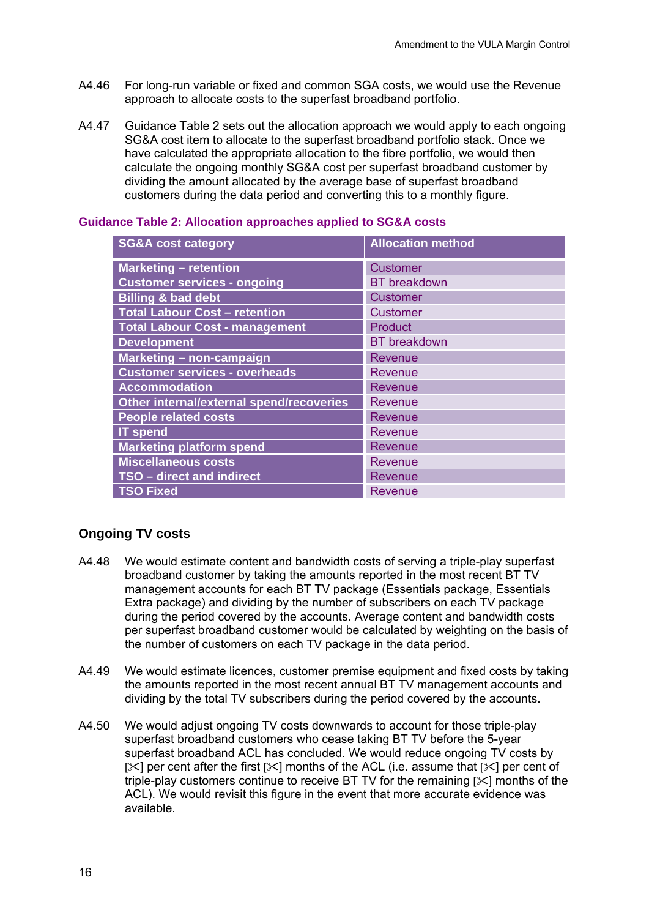A4.46 For long-run variable or fixed and common SGA costs, we would use the Revenue approach to allocate costs to the superfast broadband portfolio.

A4.47 Guidance Table 2 sets out the allocation approach we would apply to each ongoing SG&A cost item to allocate to the superfast broadband portfolio stack. Once we have calculated the appropriate allocation to the fibre portfolio, we would then calculate the ongoing monthly SG&A cost per superfast broadband customer by dividing the amount allocated by the average base of superfast broadband customers during the data period and converting this to a monthly figure.

**Guidance Table 2: Allocation approaches applied to SG&A costs**

| SG&A cost category | Allocation method |
|---|---|
| Marketing – retention | Customer |
| Customer services - ongoing | BT breakdown |
| Billing & bad debt | Customer |
| Total Labour Cost – retention | Customer |
| Total Labour Cost - management | Product |
| Development | BT breakdown |
| Marketing – non-campaign | Revenue |
| Customer services - overheads | Revenue |
| Accommodation | Revenue |
| Other internal/external spend/recoveries | Revenue |
| People related costs | Revenue |
| IT spend | Revenue |
| Marketing platform spend | Revenue |
| Miscellaneous costs | Revenue |
| TSO – direct and indirect | Revenue |
| TSO Fixed | Revenue |

## Ongoing TV costs

A4.48 We would estimate content and bandwidth costs of serving a triple-play superfast broadband customer by taking the amounts reported in the most recent BT TV management accounts for each BT TV package (Essentials package, Essentials Extra package) and dividing by the number of subscribers on each TV package during the period covered by the accounts. Average content and bandwidth costs per superfast broadband customer would be calculated by weighting on the basis of the number of customers on each TV package in the data period.

A4.49 We would estimate licences, customer premise equipment and fixed costs by taking the amounts reported in the most recent annual BT TV management accounts and dividing by the total TV subscribers during the period covered by the accounts.

A4.50 We would adjust ongoing TV costs downwards to account for those triple-play superfast broadband customers who cease taking BT TV before the 5-year superfast broadband ACL has concluded. We would reduce ongoing TV costs by [✂] per cent after the first [✂] months of the ACL (i.e. assume that [✂] per cent of triple-play customers continue to receive BT TV for the remaining [✂] months of the ACL). We would revisit this figure in the event that more accurate evidence was available.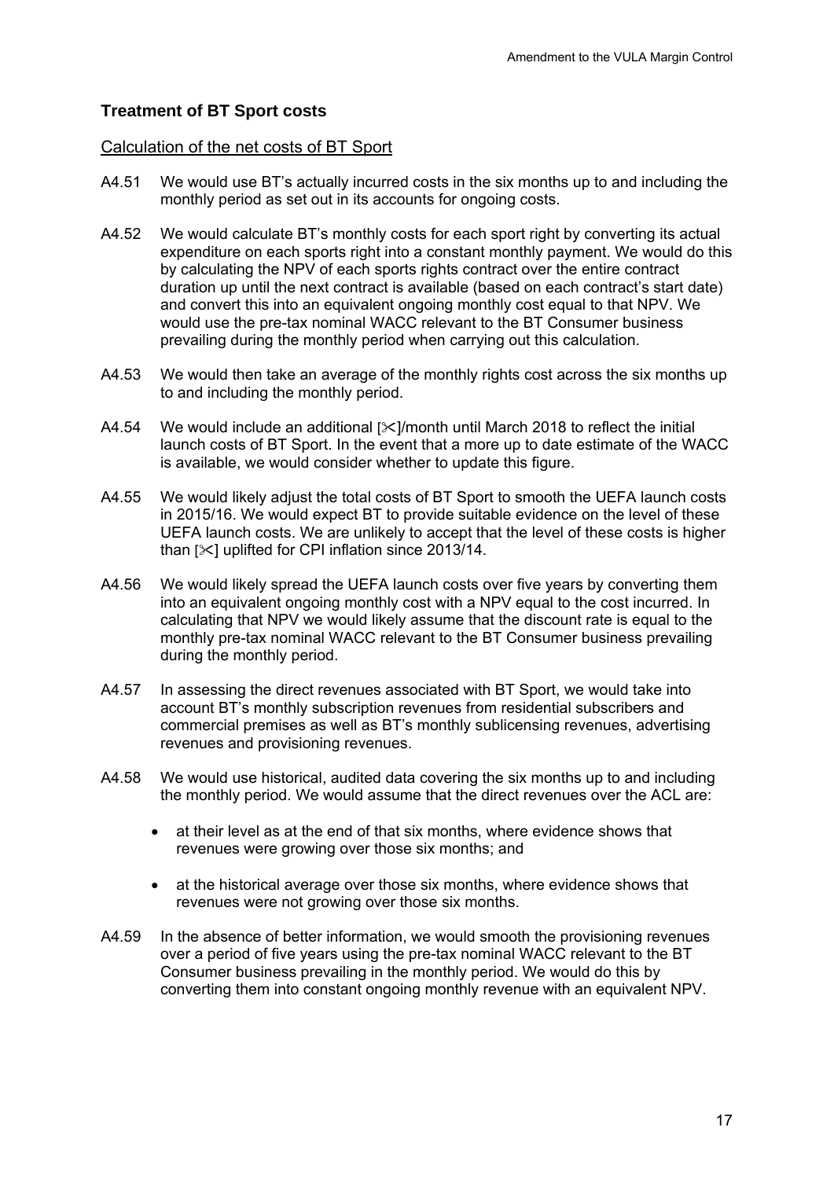## Treatment of BT Sport costs

### Calculation of the net costs of BT Sport

A4.51 We would use BT's actually incurred costs in the six months up to and including the monthly period as set out in its accounts for ongoing costs.

A4.52 We would calculate BT's monthly costs for each sport right by converting its actual expenditure on each sports right into a constant monthly payment. We would do this by calculating the NPV of each sports rights contract over the entire contract duration up until the next contract is available (based on each contract's start date) and convert this into an equivalent ongoing monthly cost equal to that NPV. We would use the pre-tax nominal WACC relevant to the BT Consumer business prevailing during the monthly period when carrying out this calculation.

A4.53 We would then take an average of the monthly rights cost across the six months up to and including the monthly period.

A4.54 We would include an additional [✂]/month until March 2018 to reflect the initial launch costs of BT Sport. In the event that a more up to date estimate of the WACC is available, we would consider whether to update this figure.

A4.55 We would likely adjust the total costs of BT Sport to smooth the UEFA launch costs in 2015/16. We would expect BT to provide suitable evidence on the level of these UEFA launch costs. We are unlikely to accept that the level of these costs is higher than [✂] uplifted for CPI inflation since 2013/14.

A4.56 We would likely spread the UEFA launch costs over five years by converting them into an equivalent ongoing monthly cost with a NPV equal to the cost incurred. In calculating that NPV we would likely assume that the discount rate is equal to the monthly pre-tax nominal WACC relevant to the BT Consumer business prevailing during the monthly period.

A4.57 In assessing the direct revenues associated with BT Sport, we would take into account BT's monthly subscription revenues from residential subscribers and commercial premises as well as BT's monthly sublicensing revenues, advertising revenues and provisioning revenues.

A4.58 We would use historical, audited data covering the six months up to and including the monthly period. We would assume that the direct revenues over the ACL are:

- at their level as at the end of that six months, where evidence shows that revenues were growing over those six months; and
- at the historical average over those six months, where evidence shows that revenues were not growing over those six months.

A4.59 In the absence of better information, we would smooth the provisioning revenues over a period of five years using the pre-tax nominal WACC relevant to the BT Consumer business prevailing in the monthly period. We would do this by converting them into constant ongoing monthly revenue with an equivalent NPV.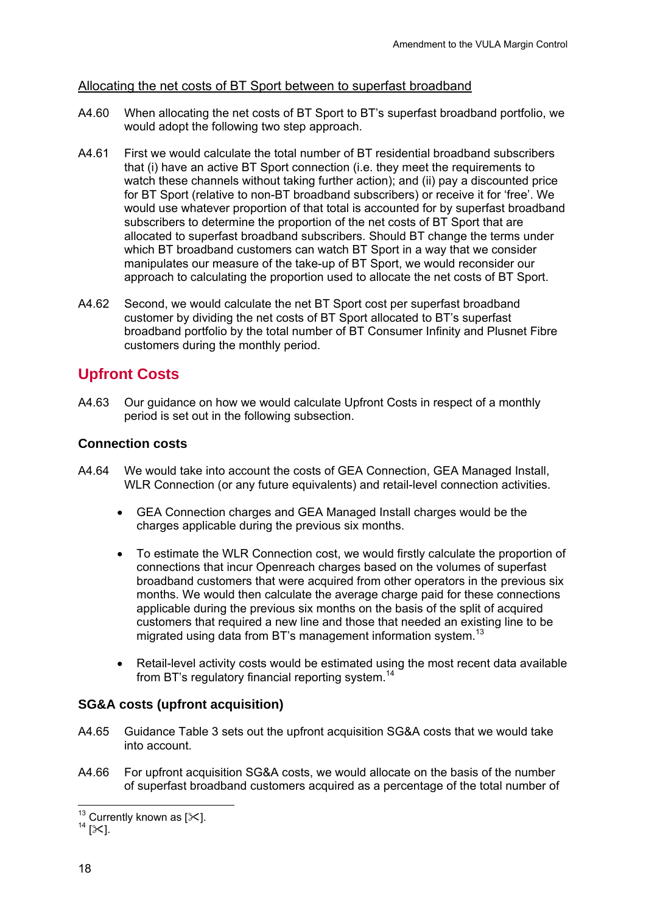Allocating the net costs of BT Sport between to superfast broadband

A4.60 When allocating the net costs of BT Sport to BT's superfast broadband portfolio, we would adopt the following two step approach.

A4.61 First we would calculate the total number of BT residential broadband subscribers that (i) have an active BT Sport connection (i.e. they meet the requirements to watch these channels without taking further action); and (ii) pay a discounted price for BT Sport (relative to non-BT broadband subscribers) or receive it for 'free'. We would use whatever proportion of that total is accounted for by superfast broadband subscribers to determine the proportion of the net costs of BT Sport that are allocated to superfast broadband subscribers. Should BT change the terms under which BT broadband customers can watch BT Sport in a way that we consider manipulates our measure of the take-up of BT Sport, we would reconsider our approach to calculating the proportion used to allocate the net costs of BT Sport.

A4.62 Second, we would calculate the net BT Sport cost per superfast broadband customer by dividing the net costs of BT Sport allocated to BT's superfast broadband portfolio by the total number of BT Consumer Infinity and Plusnet Fibre customers during the monthly period.

## Upfront Costs

A4.63 Our guidance on how we would calculate Upfront Costs in respect of a monthly period is set out in the following subsection.

### Connection costs

A4.64 We would take into account the costs of GEA Connection, GEA Managed Install, WLR Connection (or any future equivalents) and retail-level connection activities.

- GEA Connection charges and GEA Managed Install charges would be the charges applicable during the previous six months.
- To estimate the WLR Connection cost, we would firstly calculate the proportion of connections that incur Openreach charges based on the volumes of superfast broadband customers that were acquired from other operators in the previous six months. We would then calculate the average charge paid for these connections applicable during the previous six months on the basis of the split of acquired customers that required a new line and those that needed an existing line to be migrated using data from BT's management information system.[13]
- Retail-level activity costs would be estimated using the most recent data available from BT's regulatory financial reporting system.[14]

### SG&A costs (upfront acquisition)

A4.65 Guidance Table 3 sets out the upfront acquisition SG&A costs that we would take into account.

A4.66 For upfront acquisition SG&A costs, we would allocate on the basis of the number of superfast broadband customers acquired as a percentage of the total number of

[13] Currently known as [✂].
[14] [✂].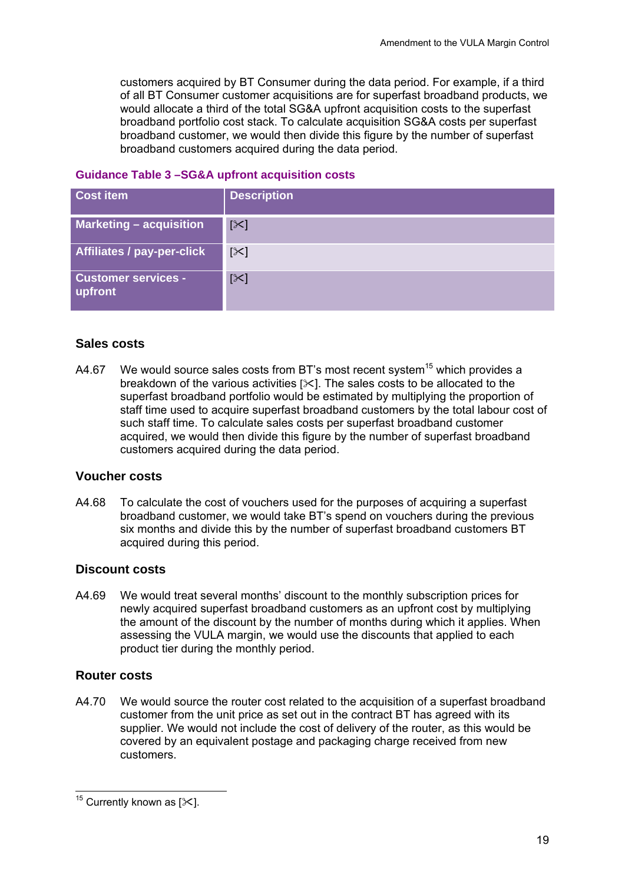customers acquired by BT Consumer during the data period. For example, if a third of all BT Consumer customer acquisitions are for superfast broadband products, we would allocate a third of the total SG&A upfront acquisition costs to the superfast broadband portfolio cost stack. To calculate acquisition SG&A costs per superfast broadband customer, we would then divide this figure by the number of superfast broadband customers acquired during the data period.

**Guidance Table 3 –SG&A upfront acquisition costs**

| Cost item | Description |
|---|---|
| **Marketing – acquisition** | [✂] |
| **Affiliates / pay-per-click** | [✂] |
| **Customer services - upfront** | [✂] |

### Sales costs

A4.67 We would source sales costs from BT's most recent system[15] which provides a breakdown of the various activities [✂]. The sales costs to be allocated to the superfast broadband portfolio would be estimated by multiplying the proportion of staff time used to acquire superfast broadband customers by the total labour cost of such staff time. To calculate sales costs per superfast broadband customer acquired, we would then divide this figure by the number of superfast broadband customers acquired during the data period.

### Voucher costs

A4.68 To calculate the cost of vouchers used for the purposes of acquiring a superfast broadband customer, we would take BT's spend on vouchers during the previous six months and divide this by the number of superfast broadband customers BT acquired during this period.

### Discount costs

A4.69 We would treat several months' discount to the monthly subscription prices for newly acquired superfast broadband customers as an upfront cost by multiplying the amount of the discount by the number of months during which it applies. When assessing the VULA margin, we would use the discounts that applied to each product tier during the monthly period.

### Router costs

A4.70 We would source the router cost related to the acquisition of a superfast broadband customer from the unit price as set out in the contract BT has agreed with its supplier. We would not include the cost of delivery of the router, as this would be covered by an equivalent postage and packaging charge received from new customers.

---

[15] Currently known as [✂].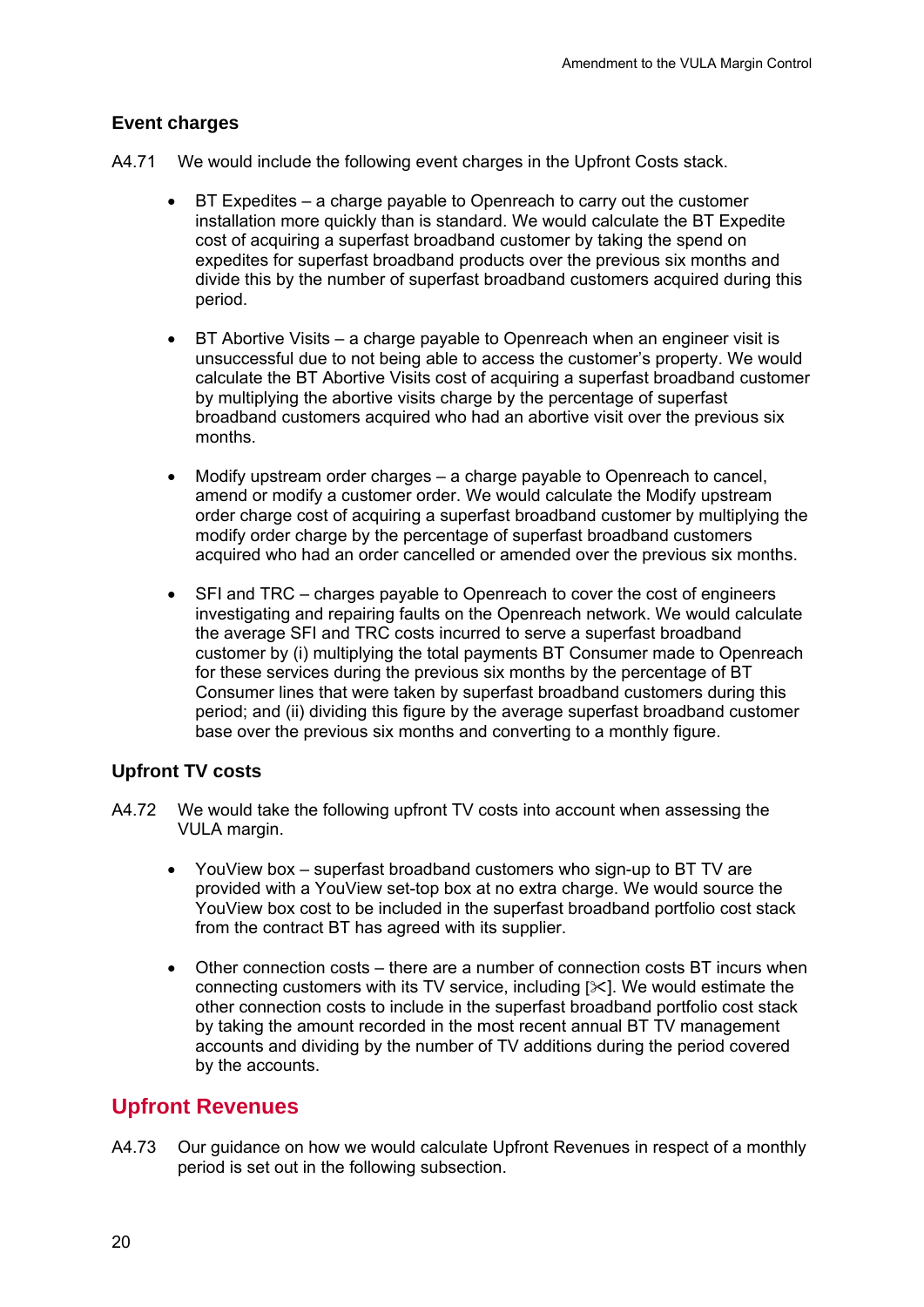### Event charges

A4.71 We would include the following event charges in the Upfront Costs stack.

- BT Expedites – a charge payable to Openreach to carry out the customer installation more quickly than is standard. We would calculate the BT Expedite cost of acquiring a superfast broadband customer by taking the spend on expedites for superfast broadband products over the previous six months and divide this by the number of superfast broadband customers acquired during this period.

- BT Abortive Visits – a charge payable to Openreach when an engineer visit is unsuccessful due to not being able to access the customer's property. We would calculate the BT Abortive Visits cost of acquiring a superfast broadband customer by multiplying the abortive visits charge by the percentage of superfast broadband customers acquired who had an abortive visit over the previous six months.

- Modify upstream order charges – a charge payable to Openreach to cancel, amend or modify a customer order. We would calculate the Modify upstream order charge cost of acquiring a superfast broadband customer by multiplying the modify order charge by the percentage of superfast broadband customers acquired who had an order cancelled or amended over the previous six months.

- SFI and TRC – charges payable to Openreach to cover the cost of engineers investigating and repairing faults on the Openreach network. We would calculate the average SFI and TRC costs incurred to serve a superfast broadband customer by (i) multiplying the total payments BT Consumer made to Openreach for these services during the previous six months by the percentage of BT Consumer lines that were taken by superfast broadband customers during this period; and (ii) dividing this figure by the average superfast broadband customer base over the previous six months and converting to a monthly figure.

### Upfront TV costs

A4.72 We would take the following upfront TV costs into account when assessing the VULA margin.

- YouView box – superfast broadband customers who sign-up to BT TV are provided with a YouView set-top box at no extra charge. We would source the YouView box cost to be included in the superfast broadband portfolio cost stack from the contract BT has agreed with its supplier.

- Other connection costs – there are a number of connection costs BT incurs when connecting customers with its TV service, including [✂]. We would estimate the other connection costs to include in the superfast broadband portfolio cost stack by taking the amount recorded in the most recent annual BT TV management accounts and dividing by the number of TV additions during the period covered by the accounts.

## Upfront Revenues

A4.73 Our guidance on how we would calculate Upfront Revenues in respect of a monthly period is set out in the following subsection.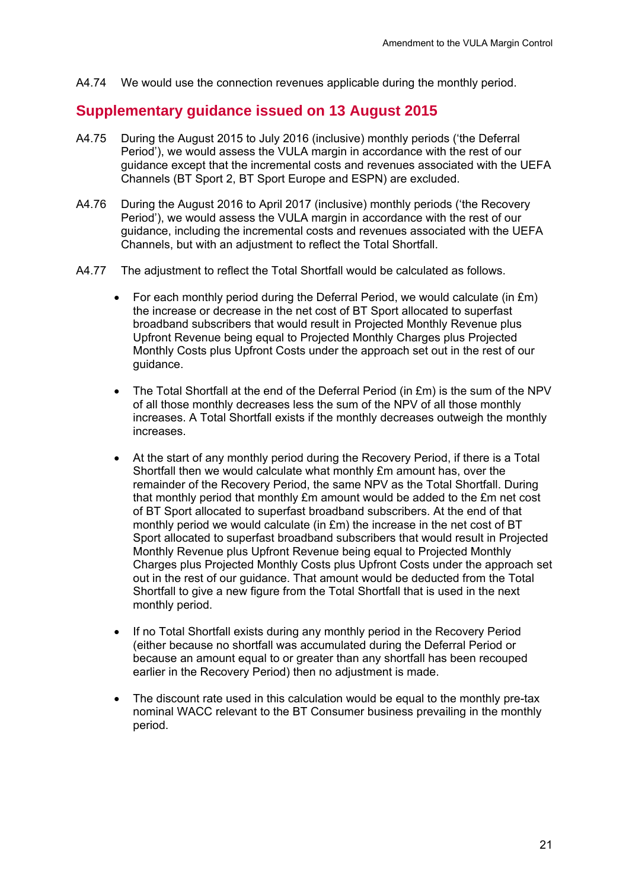A4.74 We would use the connection revenues applicable during the monthly period.

## Supplementary guidance issued on 13 August 2015

A4.75 During the August 2015 to July 2016 (inclusive) monthly periods ('the Deferral Period'), we would assess the VULA margin in accordance with the rest of our guidance except that the incremental costs and revenues associated with the UEFA Channels (BT Sport 2, BT Sport Europe and ESPN) are excluded.

A4.76 During the August 2016 to April 2017 (inclusive) monthly periods ('the Recovery Period'), we would assess the VULA margin in accordance with the rest of our guidance, including the incremental costs and revenues associated with the UEFA Channels, but with an adjustment to reflect the Total Shortfall.

A4.77 The adjustment to reflect the Total Shortfall would be calculated as follows.

- For each monthly period during the Deferral Period, we would calculate (in £m) the increase or decrease in the net cost of BT Sport allocated to superfast broadband subscribers that would result in Projected Monthly Revenue plus Upfront Revenue being equal to Projected Monthly Charges plus Projected Monthly Costs plus Upfront Costs under the approach set out in the rest of our guidance.

- The Total Shortfall at the end of the Deferral Period (in £m) is the sum of the NPV of all those monthly decreases less the sum of the NPV of all those monthly increases. A Total Shortfall exists if the monthly decreases outweigh the monthly increases.

- At the start of any monthly period during the Recovery Period, if there is a Total Shortfall then we would calculate what monthly £m amount has, over the remainder of the Recovery Period, the same NPV as the Total Shortfall. During that monthly period that monthly £m amount would be added to the £m net cost of BT Sport allocated to superfast broadband subscribers. At the end of that monthly period we would calculate (in £m) the increase in the net cost of BT Sport allocated to superfast broadband subscribers that would result in Projected Monthly Revenue plus Upfront Revenue being equal to Projected Monthly Charges plus Projected Monthly Costs plus Upfront Costs under the approach set out in the rest of our guidance. That amount would be deducted from the Total Shortfall to give a new figure from the Total Shortfall that is used in the next monthly period.

- If no Total Shortfall exists during any monthly period in the Recovery Period (either because no shortfall was accumulated during the Deferral Period or because an amount equal to or greater than any shortfall has been recouped earlier in the Recovery Period) then no adjustment is made.

- The discount rate used in this calculation would be equal to the monthly pre-tax nominal WACC relevant to the BT Consumer business prevailing in the monthly period.